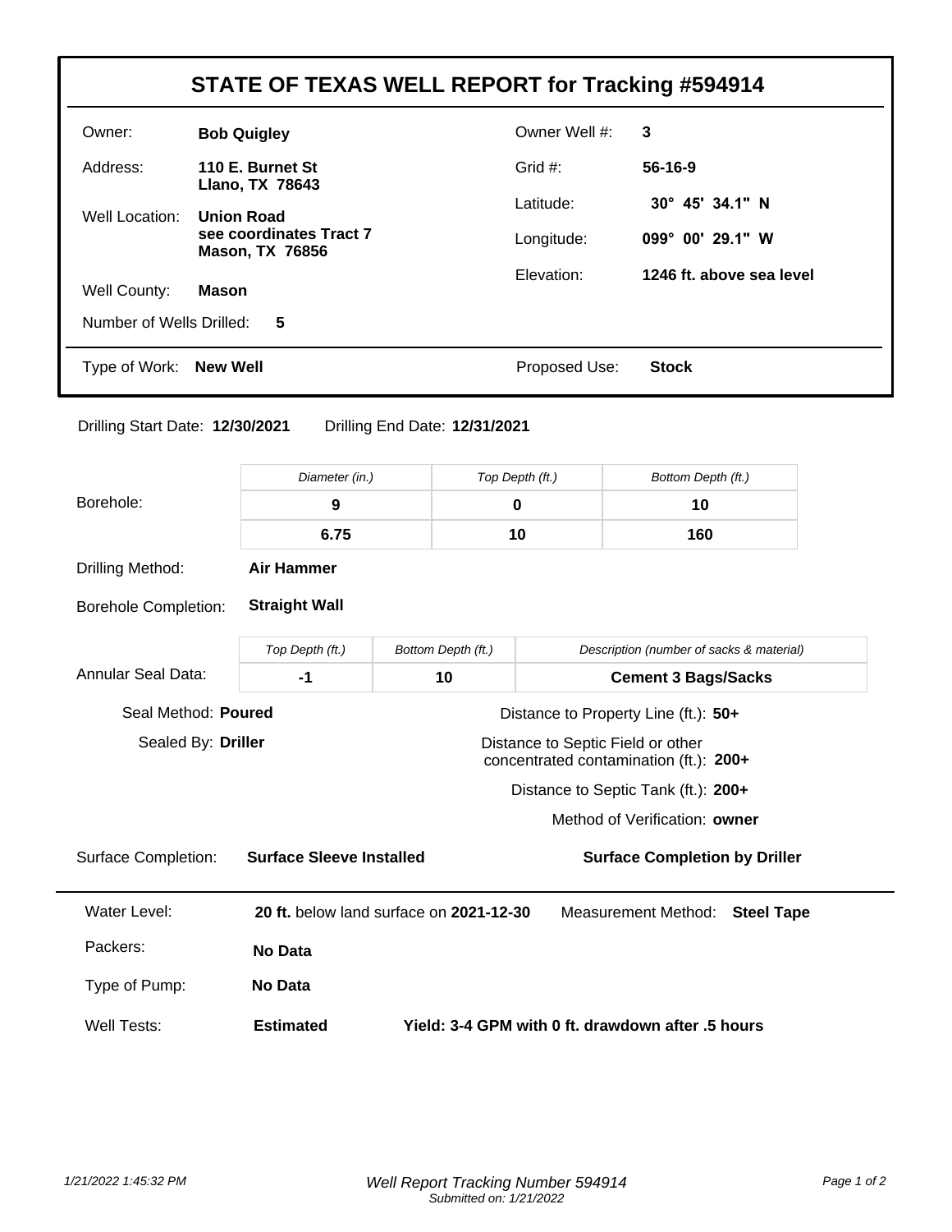# STATE OF TEXAS WELL REPORT for Tracking #594914

| | | | |
|---|---|---|---|
| Owner: | **Bob Quigley** | Owner Well #: | **3** |
| Address: | **110 E. Burnet St<br>Llano, TX 78643** | Grid #: | **56-16-9** |
| Well Location: | **Union Road<br>see coordinates Tract 7<br>Mason, TX 76856** | Latitude: | **30° 45' 34.1" N** |
| | | Longitude: | **099° 00' 29.1" W** |
| Well County: | **Mason** | Elevation: | **1246 ft. above sea level** |
| Number of Wells Drilled: | **5** | | |
| Type of Work: | **New Well** | Proposed Use: | **Stock** |

Drilling Start Date: **12/30/2021** Drilling End Date: **12/31/2021**

**Borehole:**

| Diameter (in.) | Top Depth (ft.) | Bottom Depth (ft.) |
|---|---|---|
| 9 | 0 | 10 |
| 6.75 | 10 | 160 |

Drilling Method: **Air Hammer**

Borehole Completion: **Straight Wall**

**Annular Seal Data:**

| Top Depth (ft.) | Bottom Depth (ft.) | Description (number of sacks & material) |
|---|---|---|
| -1 | 10 | Cement 3 Bags/Sacks |

Seal Method: **Poured**

Sealed By: **Driller**

Distance to Property Line (ft.): **50+**

Distance to Septic Field or other concentrated contamination (ft.): **200+**

Distance to Septic Tank (ft.): **200+**

Method of Verification: **owner**

Surface Completion: **Surface Sleeve Installed** **Surface Completion by Driller**

---

Water Level: **20 ft.** below land surface on **2021-12-30** Measurement Method: **Steel Tape**

Packers: **No Data**

Type of Pump: **No Data**

Well Tests: **Estimated** **Yield: 3-4 GPM with 0 ft. drawdown after .5 hours**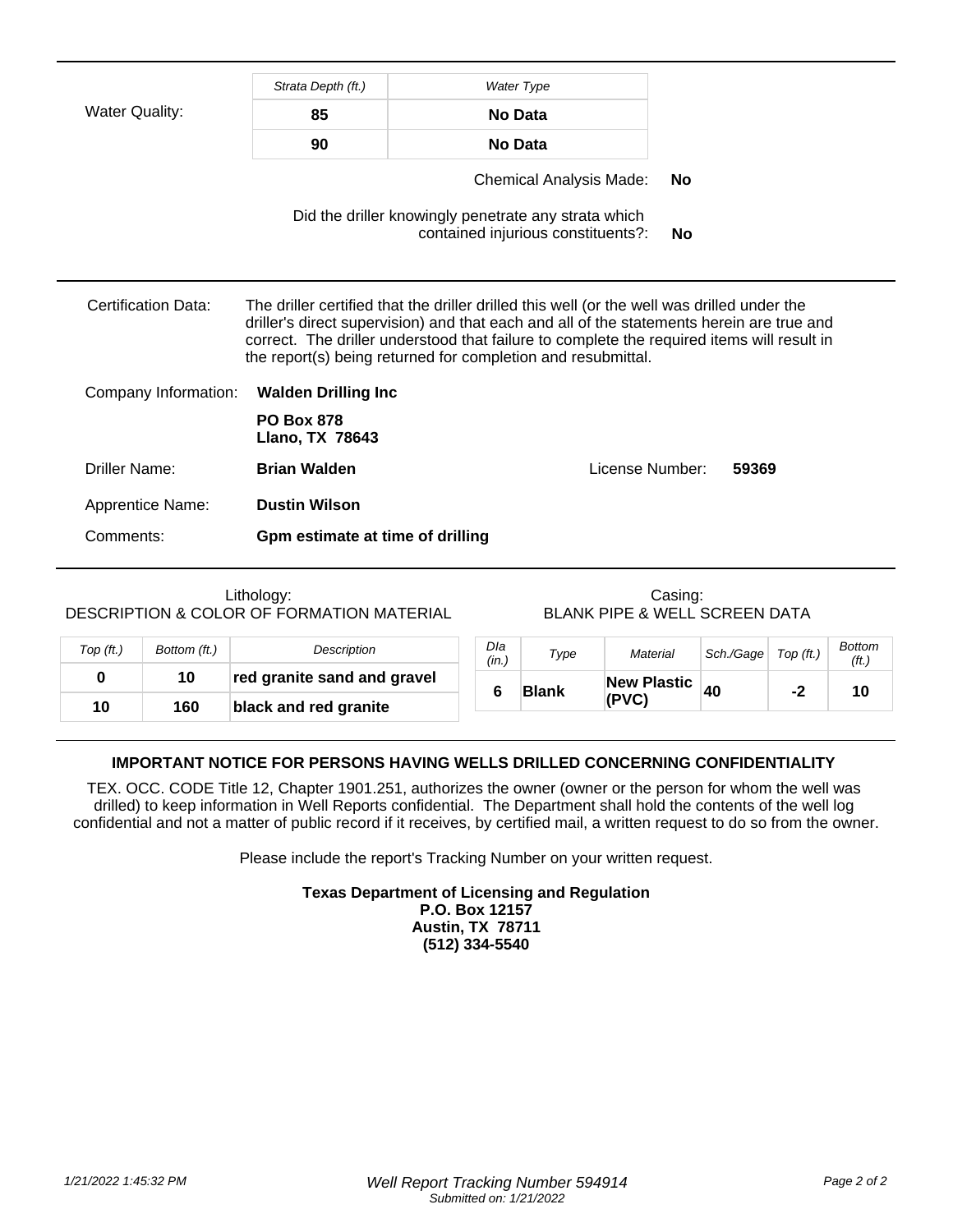Water Quality:

| Strata Depth (ft.) | Water Type |
|---|---|
| **85** | **No Data** |
| **90** | **No Data** |

Chemical Analysis Made: **No**

Did the driller knowingly penetrate any strata which contained injurious constituents?: **No**

---

Certification Data: The driller certified that the driller drilled this well (or the well was drilled under the driller's direct supervision) and that each and all of the statements herein are true and correct. The driller understood that failure to complete the required items will result in the report(s) being returned for completion and resubmittal.

Company Information: **Walden Drilling Inc**

**PO Box 878**
**Llano, TX 78643**

Driller Name: **Brian Walden** License Number: **59369**

Apprentice Name: **Dustin Wilson**

Comments: **Gpm estimate at time of drilling**

---

Lithology:
DESCRIPTION & COLOR OF FORMATION MATERIAL

| Top (ft.) | Bottom (ft.) | Description |
|---|---|---|
| **0** | **10** | **red granite sand and gravel** |
| **10** | **160** | **black and red granite** |

Casing:
BLANK PIPE & WELL SCREEN DATA

| Dia (in.) | Type | Material | Sch./Gage | Top (ft.) | Bottom (ft.) |
|---|---|---|---|---|---|
| **6** | **Blank** | **New Plastic (PVC)** | **40** | **-2** | **10** |

---

**IMPORTANT NOTICE FOR PERSONS HAVING WELLS DRILLED CONCERNING CONFIDENTIALITY**

TEX. OCC. CODE Title 12, Chapter 1901.251, authorizes the owner (owner or the person for whom the well was drilled) to keep information in Well Reports confidential. The Department shall hold the contents of the well log confidential and not a matter of public record if it receives, by certified mail, a written request to do so from the owner.

Please include the report's Tracking Number on your written request.

**Texas Department of Licensing and Regulation**
**P.O. Box 12157**
**Austin, TX 78711**
**(512) 334-5540**